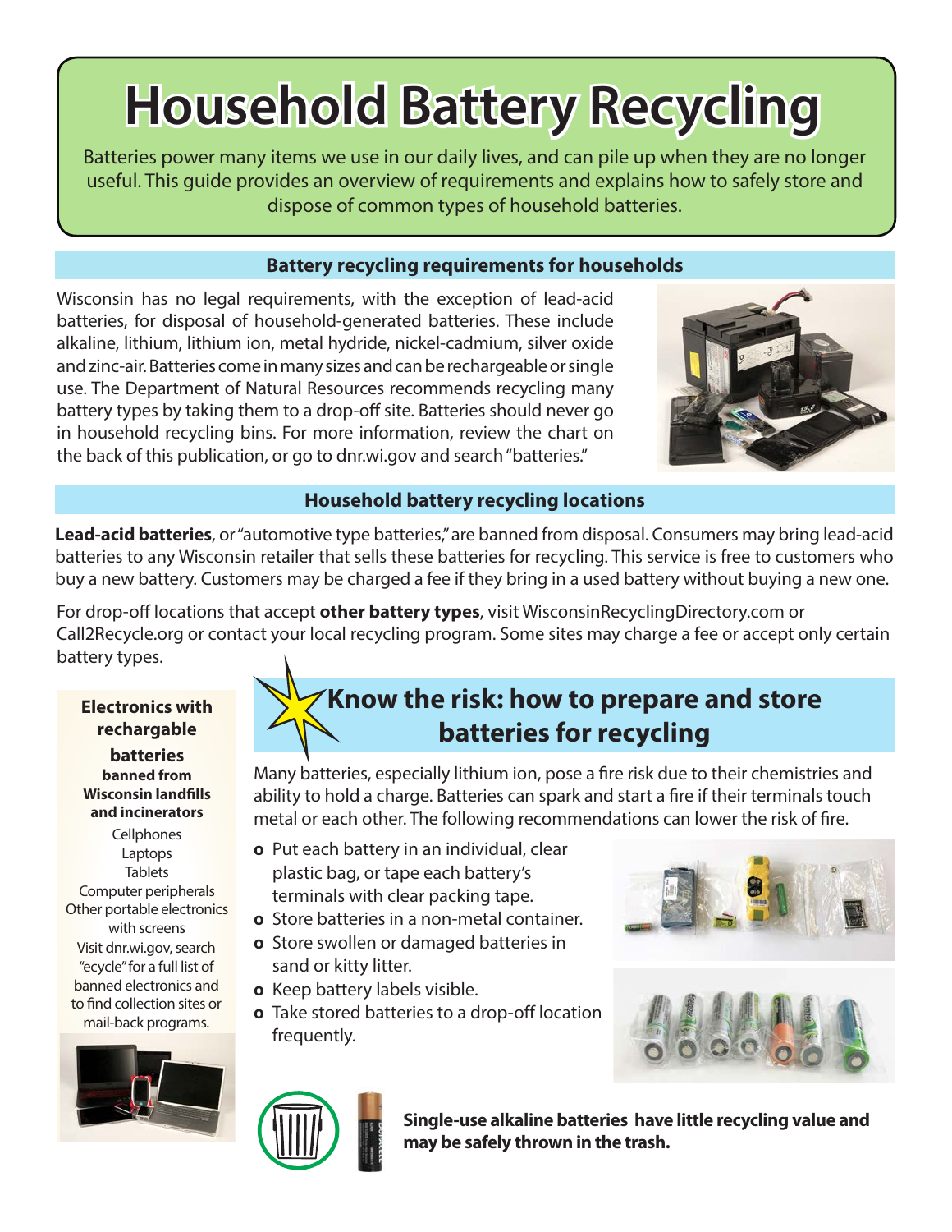# Household Battery Recycling

Batteries power many items we use in our daily lives, and can pile up when they are no longer useful. This guide provides an overview of requirements and explains how to safely store and dispose of common types of household batteries.

## Battery recycling requirements for households

Wisconsin has no legal requirements, with the exception of lead-acid batteries, for disposal of household-generated batteries. These include alkaline, lithium, lithium ion, metal hydride, nickel-cadmium, silver oxide and zinc-air. Batteries come in many sizes and can be rechargeable or single use. The Department of Natural Resources recommends recycling many battery types by taking them to a drop-off site. Batteries should never go in household recycling bins. For more information, review the chart on the back of this publication, or go to dnr.wi.gov and search "batteries."

## Household battery recycling locations

**Lead-acid batteries**, or "automotive type batteries," are banned from disposal. Consumers may bring lead-acid batteries to any Wisconsin retailer that sells these batteries for recycling. This service is free to customers who buy a new battery. Customers may be charged a fee if they bring in a used battery without buying a new one.

For drop-off locations that accept **other battery types**, visit WisconsinRecyclingDirectory.com or Call2Recycle.org or contact your local recycling program. Some sites may charge a fee or accept only certain battery types.

### Electronics with rechargable batteries

**banned from Wisconsin landfills and incinerators**

Cellphones
Laptops
Tablets
Computer peripherals
Other portable electronics with screens

Visit dnr.wi.gov, search "ecycle" for a full list of banned electronics and to find collection sites or mail-back programs.

## Know the risk: how to prepare and store batteries for recycling

Many batteries, especially lithium ion, pose a fire risk due to their chemistries and ability to hold a charge. Batteries can spark and start a fire if their terminals touch metal or each other. The following recommendations can lower the risk of fire.

- Put each battery in an individual, clear plastic bag, or tape each battery's terminals with clear packing tape.
- Store batteries in a non-metal container.
- Store swollen or damaged batteries in sand or kitty litter.
- Keep battery labels visible.
- Take stored batteries to a drop-off location frequently.

**Single-use alkaline batteries have little recycling value and may be safely thrown in the trash.**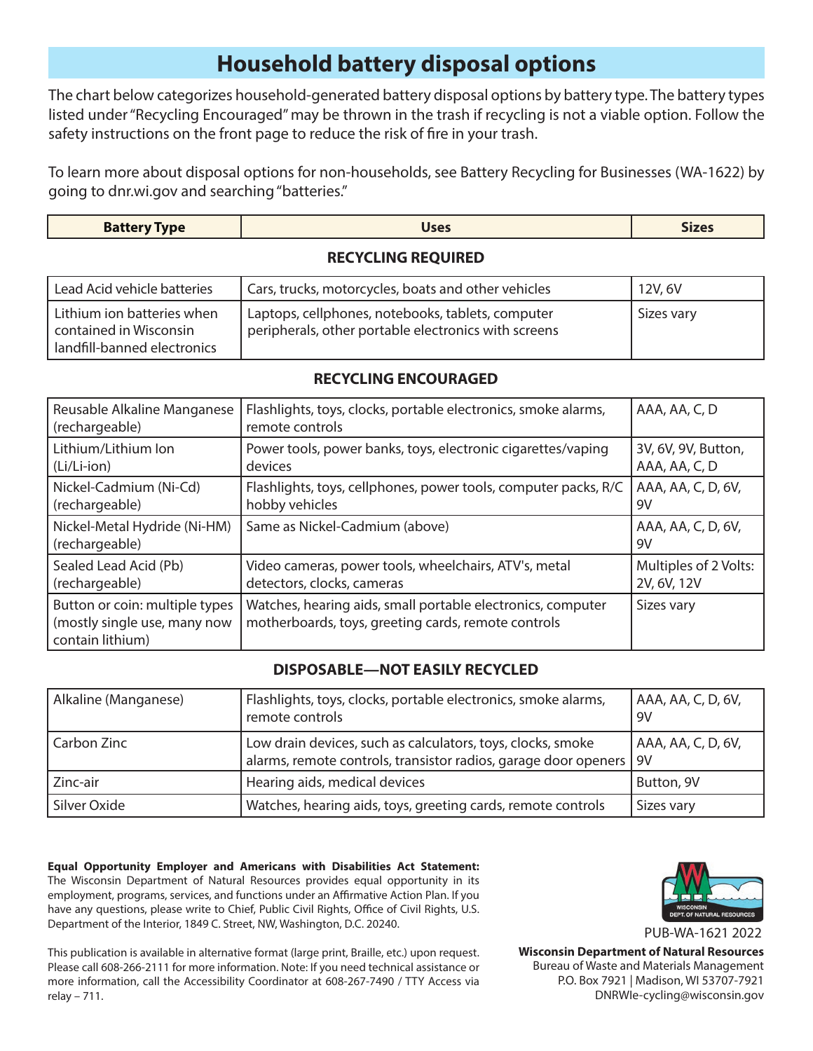# Household battery disposal options

The chart below categorizes household-generated battery disposal options by battery type. The battery types listed under "Recycling Encouraged" may be thrown in the trash if recycling is not a viable option. Follow the safety instructions on the front page to reduce the risk of fire in your trash.

To learn more about disposal options for non-households, see Battery Recycling for Businesses (WA-1622) by going to dnr.wi.gov and searching "batteries."

| Battery Type | Uses | Sizes |
|---|---|---|
| **RECYCLING REQUIRED** | | |
| Lead Acid vehicle batteries | Cars, trucks, motorcycles, boats and other vehicles | 12V, 6V |
| Lithium ion batteries when contained in Wisconsin landfill-banned electronics | Laptops, cellphones, notebooks, tablets, computer peripherals, other portable electronics with screens | Sizes vary |
| **RECYCLING ENCOURAGED** | | |
| Reusable Alkaline Manganese (rechargeable) | Flashlights, toys, clocks, portable electronics, smoke alarms, remote controls | AAA, AA, C, D |
| Lithium/Lithium Ion (Li/Li-ion) | Power tools, power banks, toys, electronic cigarettes/vaping devices | 3V, 6V, 9V, Button, AAA, AA, C, D |
| Nickel-Cadmium (Ni-Cd) (rechargeable) | Flashlights, toys, cellphones, power tools, computer packs, R/C hobby vehicles | AAA, AA, C, D, 6V, 9V |
| Nickel-Metal Hydride (Ni-HM) (rechargeable) | Same as Nickel-Cadmium (above) | AAA, AA, C, D, 6V, 9V |
| Sealed Lead Acid (Pb) (rechargeable) | Video cameras, power tools, wheelchairs, ATV's, metal detectors, clocks, cameras | Multiples of 2 Volts: 2V, 6V, 12V |
| Button or coin: multiple types (mostly single use, many now contain lithium) | Watches, hearing aids, small portable electronics, computer motherboards, toys, greeting cards, remote controls | Sizes vary |
| **DISPOSABLE—NOT EASILY RECYCLED** | | |
| Alkaline (Manganese) | Flashlights, toys, clocks, portable electronics, smoke alarms, remote controls | AAA, AA, C, D, 6V, 9V |
| Carbon Zinc | Low drain devices, such as calculators, toys, clocks, smoke alarms, remote controls, transistor radios, garage door openers | AAA, AA, C, D, 6V, 9V |
| Zinc-air | Hearing aids, medical devices | Button, 9V |
| Silver Oxide | Watches, hearing aids, toys, greeting cards, remote controls | Sizes vary |

**Equal Opportunity Employer and Americans with Disabilities Act Statement:** The Wisconsin Department of Natural Resources provides equal opportunity in its employment, programs, services, and functions under an Affirmative Action Plan. If you have any questions, please write to Chief, Public Civil Rights, Office of Civil Rights, U.S. Department of the Interior, 1849 C. Street, NW, Washington, D.C. 20240.

This publication is available in alternative format (large print, Braille, etc.) upon request. Please call 608-266-2111 for more information. Note: If you need technical assistance or more information, call the Accessibility Coordinator at 608-267-7490 / TTY Access via relay – 711.

PUB-WA-1621 2022

**Wisconsin Department of Natural Resources**
Bureau of Waste and Materials Management
P.O. Box 7921 | Madison, WI 53707-7921
DNRWIe-cycling@wisconsin.gov